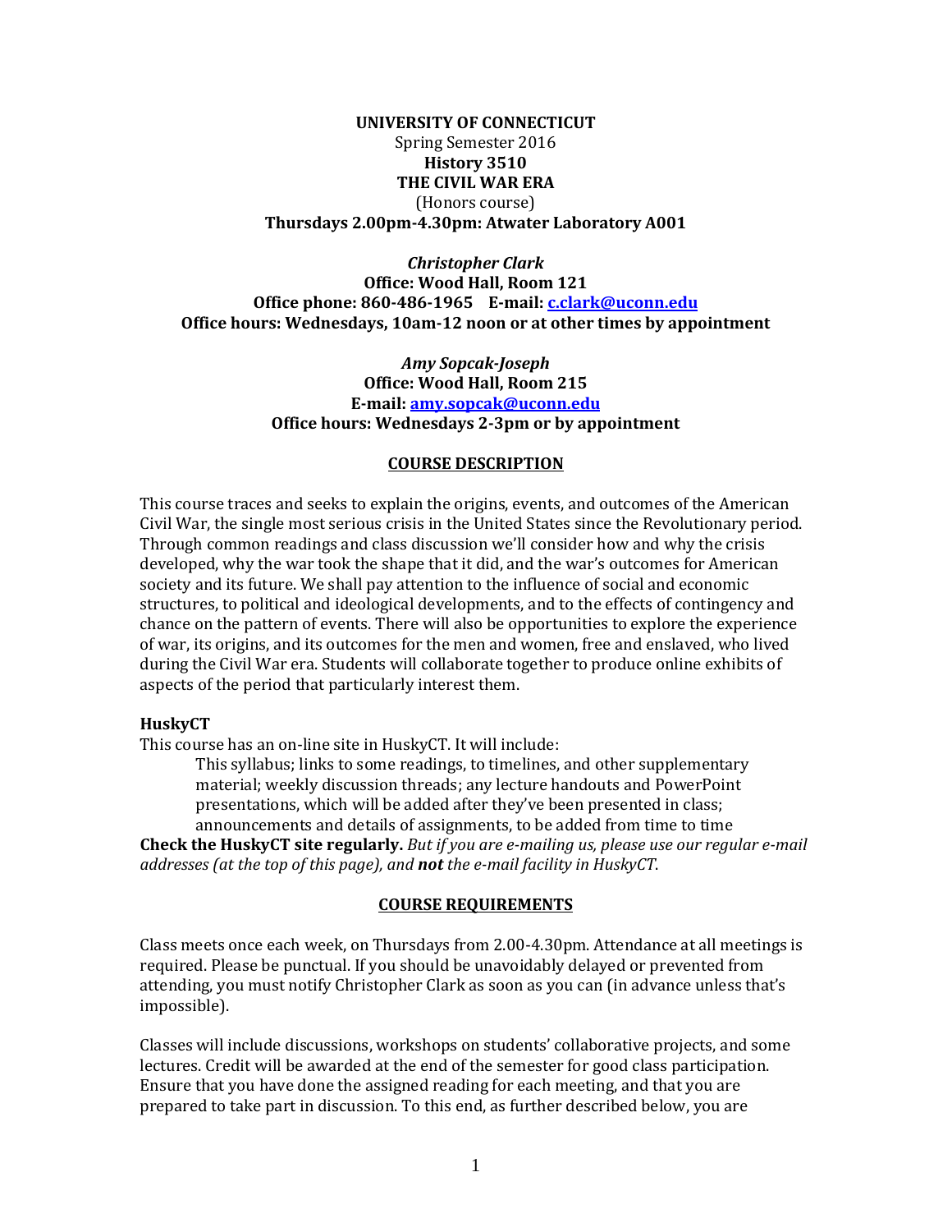**UNIVERSITY OF CONNECTICUT**
Spring Semester 2016
**History 3510**
**THE CIVIL WAR ERA**
(Honors course)
**Thursdays 2.00pm-4.30pm: Atwater Laboratory A001**

***Christopher Clark***
**Office: Wood Hall, Room 121**
**Office phone: 860-486-1965 E-mail: c.clark@uconn.edu**
**Office hours: Wednesdays, 10am-12 noon or at other times by appointment**

***Amy Sopcak-Joseph***
**Office: Wood Hall, Room 215**
**E-mail: amy.sopcak@uconn.edu**
**Office hours: Wednesdays 2-3pm or by appointment**

## COURSE DESCRIPTION

This course traces and seeks to explain the origins, events, and outcomes of the American Civil War, the single most serious crisis in the United States since the Revolutionary period. Through common readings and class discussion we'll consider how and why the crisis developed, why the war took the shape that it did, and the war's outcomes for American society and its future. We shall pay attention to the influence of social and economic structures, to political and ideological developments, and to the effects of contingency and chance on the pattern of events. There will also be opportunities to explore the experience of war, its origins, and its outcomes for the men and women, free and enslaved, who lived during the Civil War era. Students will collaborate together to produce online exhibits of aspects of the period that particularly interest them.

### HuskyCT

This course has an on-line site in HuskyCT. It will include:

> This syllabus; links to some readings, to timelines, and other supplementary material; weekly discussion threads; any lecture handouts and PowerPoint presentations, which will be added after they've been presented in class; announcements and details of assignments, to be added from time to time

**Check the HuskyCT site regularly.** *But if you are e-mailing us, please use our regular e-mail addresses (at the top of this page), and **not** the e-mail facility in HuskyCT.*

## COURSE REQUIREMENTS

Class meets once each week, on Thursdays from 2.00-4.30pm. Attendance at all meetings is required. Please be punctual. If you should be unavoidably delayed or prevented from attending, you must notify Christopher Clark as soon as you can (in advance unless that's impossible).

Classes will include discussions, workshops on students' collaborative projects, and some lectures. Credit will be awarded at the end of the semester for good class participation. Ensure that you have done the assigned reading for each meeting, and that you are prepared to take part in discussion. To this end, as further described below, you are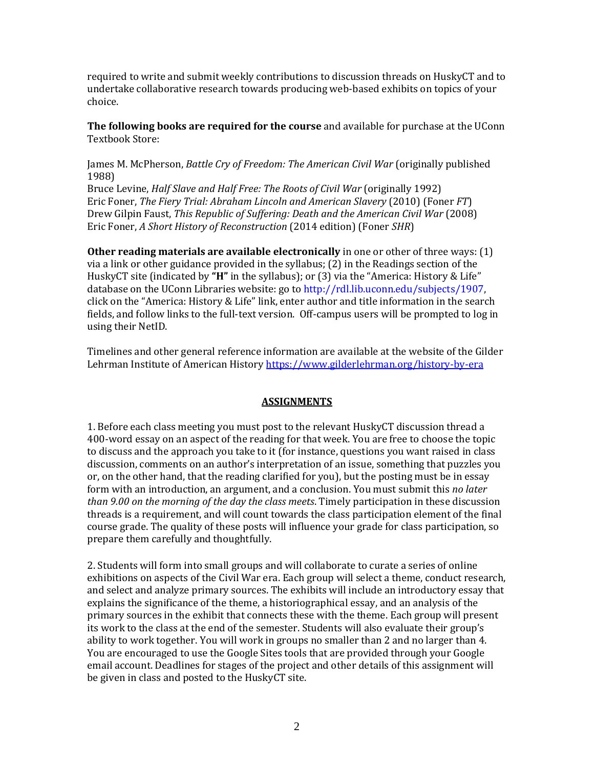required to write and submit weekly contributions to discussion threads on HuskyCT and to undertake collaborative research towards producing web-based exhibits on topics of your choice.

**The following books are required for the course** and available for purchase at the UConn Textbook Store:

James M. McPherson, *Battle Cry of Freedom: The American Civil War* (originally published 1988)
Bruce Levine, *Half Slave and Half Free: The Roots of Civil War* (originally 1992)
Eric Foner, *The Fiery Trial: Abraham Lincoln and American Slavery* (2010) (Foner *FT*)
Drew Gilpin Faust, *This Republic of Suffering: Death and the American Civil War* (2008)
Eric Foner, *A Short History of Reconstruction* (2014 edition) (Foner *SHR*)

**Other reading materials are available electronically** in one or other of three ways: (1) via a link or other guidance provided in the syllabus; (2) in the Readings section of the HuskyCT site (indicated by **"H"** in the syllabus); or (3) via the "America: History & Life" database on the UConn Libraries website: go to http://rdl.lib.uconn.edu/subjects/1907, click on the "America: History & Life" link, enter author and title information in the search fields, and follow links to the full-text version. Off-campus users will be prompted to log in using their NetID.

Timelines and other general reference information are available at the website of the Gilder Lehrman Institute of American History https://www.gilderlehrman.org/history-by-era

## ASSIGNMENTS

1. Before each class meeting you must post to the relevant HuskyCT discussion thread a 400-word essay on an aspect of the reading for that week. You are free to choose the topic to discuss and the approach you take to it (for instance, questions you want raised in class discussion, comments on an author's interpretation of an issue, something that puzzles you or, on the other hand, that the reading clarified for you), but the posting must be in essay form with an introduction, an argument, and a conclusion. You must submit this *no later than 9.00 on the morning of the day the class meets*. Timely participation in these discussion threads is a requirement, and will count towards the class participation element of the final course grade. The quality of these posts will influence your grade for class participation, so prepare them carefully and thoughtfully.

2. Students will form into small groups and will collaborate to curate a series of online exhibitions on aspects of the Civil War era. Each group will select a theme, conduct research, and select and analyze primary sources. The exhibits will include an introductory essay that explains the significance of the theme, a historiographical essay, and an analysis of the primary sources in the exhibit that connects these with the theme. Each group will present its work to the class at the end of the semester. Students will also evaluate their group's ability to work together. You will work in groups no smaller than 2 and no larger than 4. You are encouraged to use the Google Sites tools that are provided through your Google email account. Deadlines for stages of the project and other details of this assignment will be given in class and posted to the HuskyCT site.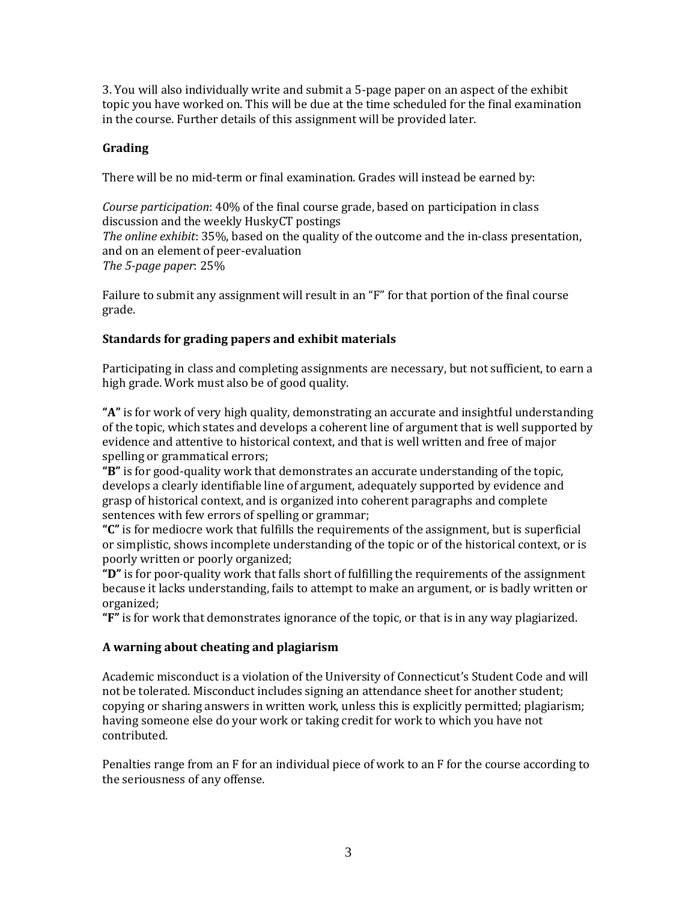3. You will also individually write and submit a 5-page paper on an aspect of the exhibit topic you have worked on. This will be due at the time scheduled for the final examination in the course. Further details of this assignment will be provided later.

### Grading

There will be no mid-term or final examination. Grades will instead be earned by:

*Course participation*: 40% of the final course grade, based on participation in class discussion and the weekly HuskyCT postings
*The online exhibit*: 35%, based on the quality of the outcome and the in-class presentation, and on an element of peer-evaluation
*The 5-page paper*: 25%

Failure to submit any assignment will result in an "F" for that portion of the final course grade.

### Standards for grading papers and exhibit materials

Participating in class and completing assignments are necessary, but not sufficient, to earn a high grade. Work must also be of good quality.

**"A"** is for work of very high quality, demonstrating an accurate and insightful understanding of the topic, which states and develops a coherent line of argument that is well supported by evidence and attentive to historical context, and that is well written and free of major spelling or grammatical errors;
**"B"** is for good-quality work that demonstrates an accurate understanding of the topic, develops a clearly identifiable line of argument, adequately supported by evidence and grasp of historical context, and is organized into coherent paragraphs and complete sentences with few errors of spelling or grammar;
**"C"** is for mediocre work that fulfills the requirements of the assignment, but is superficial or simplistic, shows incomplete understanding of the topic or of the historical context, or is poorly written or poorly organized;
**"D"** is for poor-quality work that falls short of fulfilling the requirements of the assignment because it lacks understanding, fails to attempt to make an argument, or is badly written or organized;
**"F"** is for work that demonstrates ignorance of the topic, or that is in any way plagiarized.

### A warning about cheating and plagiarism

Academic misconduct is a violation of the University of Connecticut's Student Code and will not be tolerated. Misconduct includes signing an attendance sheet for another student; copying or sharing answers in written work, unless this is explicitly permitted; plagiarism; having someone else do your work or taking credit for work to which you have not contributed.

Penalties range from an F for an individual piece of work to an F for the course according to the seriousness of any offense.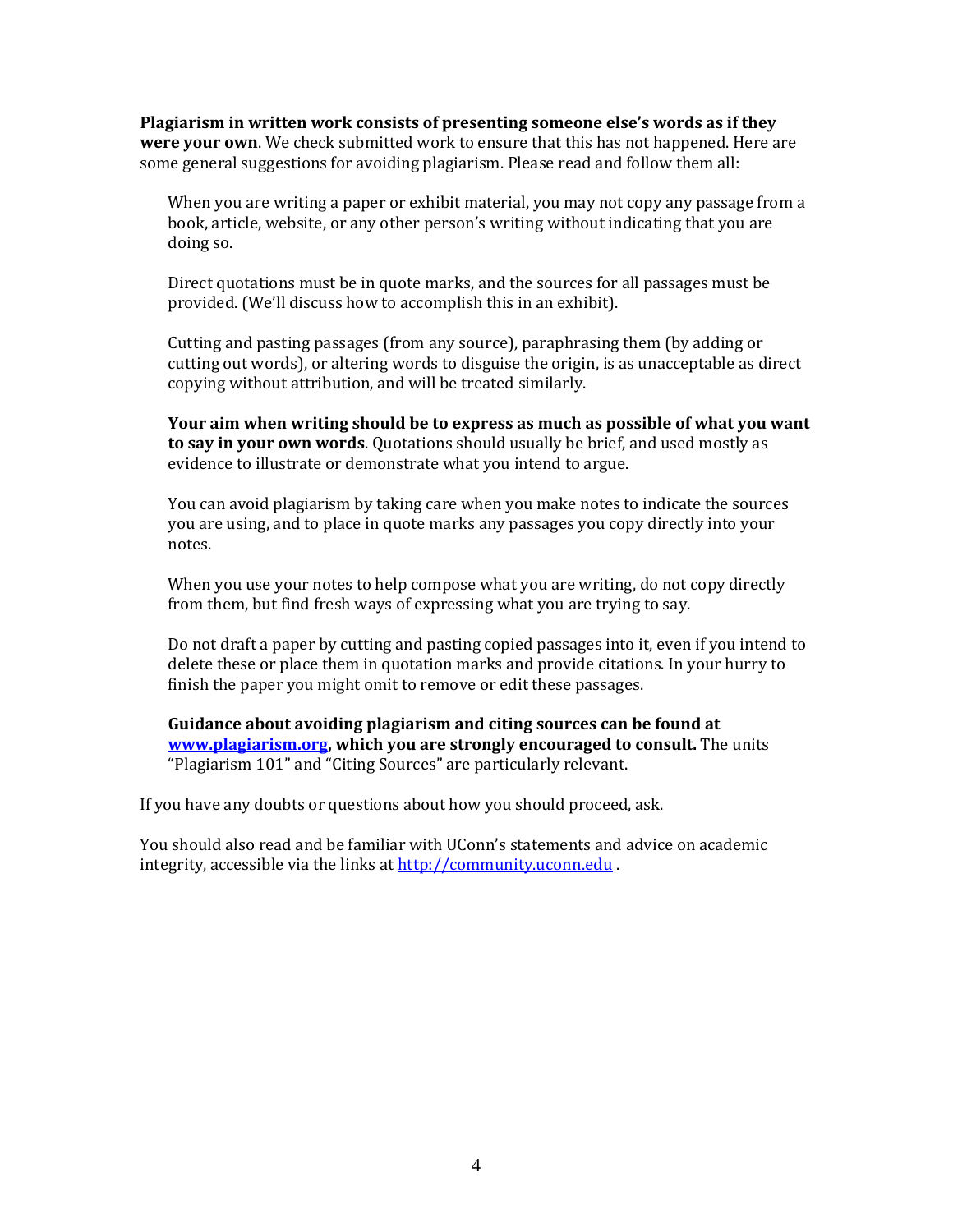**Plagiarism in written work consists of presenting someone else's words as if they were your own**. We check submitted work to ensure that this has not happened. Here are some general suggestions for avoiding plagiarism. Please read and follow them all:

> When you are writing a paper or exhibit material, you may not copy any passage from a book, article, website, or any other person's writing without indicating that you are doing so.
>
> Direct quotations must be in quote marks, and the sources for all passages must be provided. (We'll discuss how to accomplish this in an exhibit).
>
> Cutting and pasting passages (from any source), paraphrasing them (by adding or cutting out words), or altering words to disguise the origin, is as unacceptable as direct copying without attribution, and will be treated similarly.
>
> **Your aim when writing should be to express as much as possible of what you want to say in your own words**. Quotations should usually be brief, and used mostly as evidence to illustrate or demonstrate what you intend to argue.
>
> You can avoid plagiarism by taking care when you make notes to indicate the sources you are using, and to place in quote marks any passages you copy directly into your notes.
>
> When you use your notes to help compose what you are writing, do not copy directly from them, but find fresh ways of expressing what you are trying to say.
>
> Do not draft a paper by cutting and pasting copied passages into it, even if you intend to delete these or place them in quotation marks and provide citations. In your hurry to finish the paper you might omit to remove or edit these passages.
>
> **Guidance about avoiding plagiarism and citing sources can be found at [www.plagiarism.org](http://www.plagiarism.org), which you are strongly encouraged to consult.** The units "Plagiarism 101" and "Citing Sources" are particularly relevant.

If you have any doubts or questions about how you should proceed, ask.

You should also read and be familiar with UConn's statements and advice on academic integrity, accessible via the links at [http://community.uconn.edu](http://community.uconn.edu) .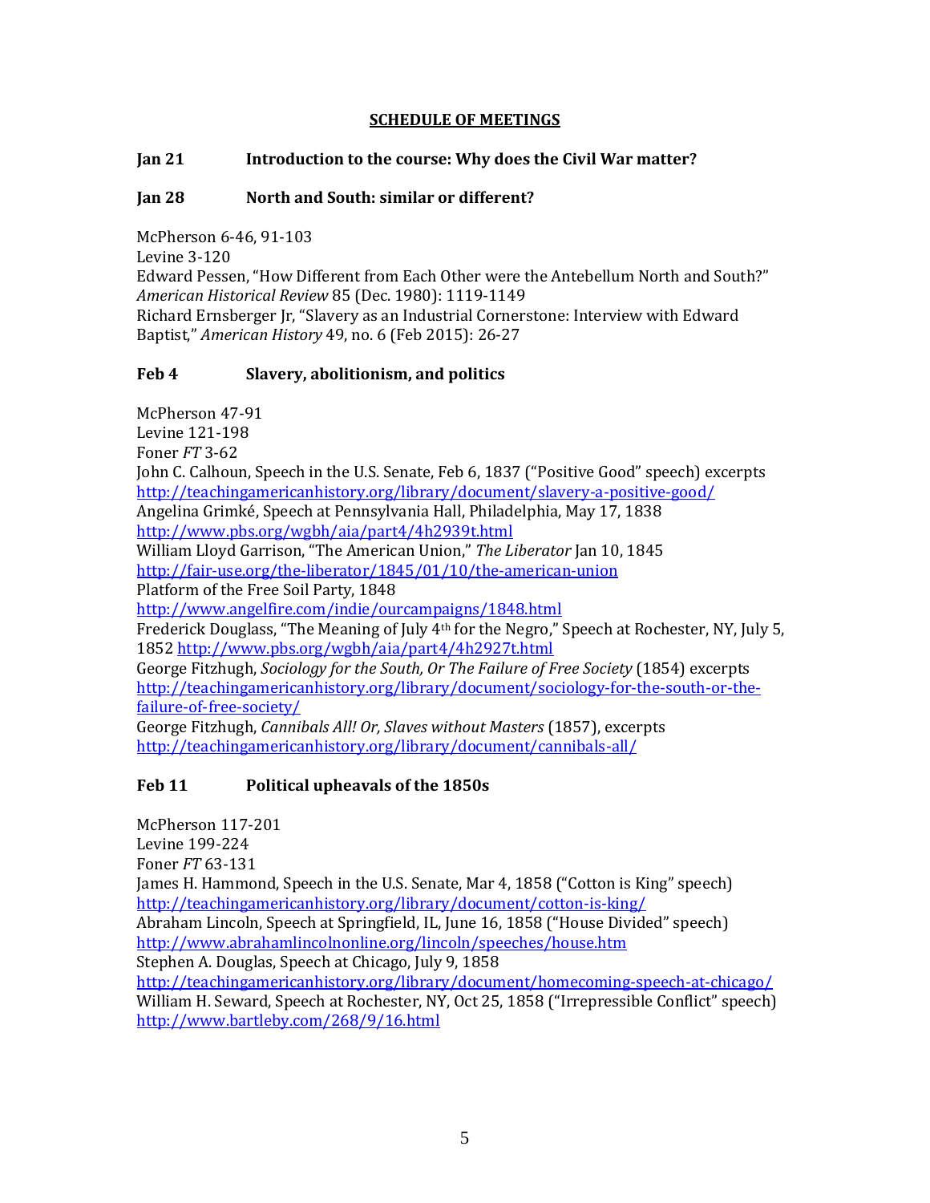## SCHEDULE OF MEETINGS

**Jan 21 Introduction to the course: Why does the Civil War matter?**

**Jan 28 North and South: similar or different?**

McPherson 6-46, 91-103
Levine 3-120
Edward Pessen, "How Different from Each Other were the Antebellum North and South?" *American Historical Review* 85 (Dec. 1980): 1119-1149
Richard Ernsberger Jr, "Slavery as an Industrial Cornerstone: Interview with Edward Baptist," *American History* 49, no. 6 (Feb 2015): 26-27

**Feb 4 Slavery, abolitionism, and politics**

McPherson 47-91
Levine 121-198
Foner *FT* 3-62
John C. Calhoun, Speech in the U.S. Senate, Feb 6, 1837 ("Positive Good" speech) excerpts
http://teachingamericanhistory.org/library/document/slavery-a-positive-good/
Angelina Grimké, Speech at Pennsylvania Hall, Philadelphia, May 17, 1838
http://www.pbs.org/wgbh/aia/part4/4h2939t.html
William Lloyd Garrison, "The American Union," *The Liberator* Jan 10, 1845
http://fair-use.org/the-liberator/1845/01/10/the-american-union
Platform of the Free Soil Party, 1848
http://www.angelfire.com/indie/ourcampaigns/1848.html
Frederick Douglass, "The Meaning of July 4th for the Negro," Speech at Rochester, NY, July 5, 1852 http://www.pbs.org/wgbh/aia/part4/4h2927t.html
George Fitzhugh, *Sociology for the South, Or The Failure of Free Society* (1854) excerpts
http://teachingamericanhistory.org/library/document/sociology-for-the-south-or-the-failure-of-free-society/
George Fitzhugh, *Cannibals All! Or, Slaves without Masters* (1857), excerpts
http://teachingamericanhistory.org/library/document/cannibals-all/

**Feb 11 Political upheavals of the 1850s**

McPherson 117-201
Levine 199-224
Foner *FT* 63-131
James H. Hammond, Speech in the U.S. Senate, Mar 4, 1858 ("Cotton is King" speech)
http://teachingamericanhistory.org/library/document/cotton-is-king/
Abraham Lincoln, Speech at Springfield, IL, June 16, 1858 ("House Divided" speech)
http://www.abrahamlincolnonline.org/lincoln/speeches/house.htm
Stephen A. Douglas, Speech at Chicago, July 9, 1858
http://teachingamericanhistory.org/library/document/homecoming-speech-at-chicago/
William H. Seward, Speech at Rochester, NY, Oct 25, 1858 ("Irrepressible Conflict" speech)
http://www.bartleby.com/268/9/16.html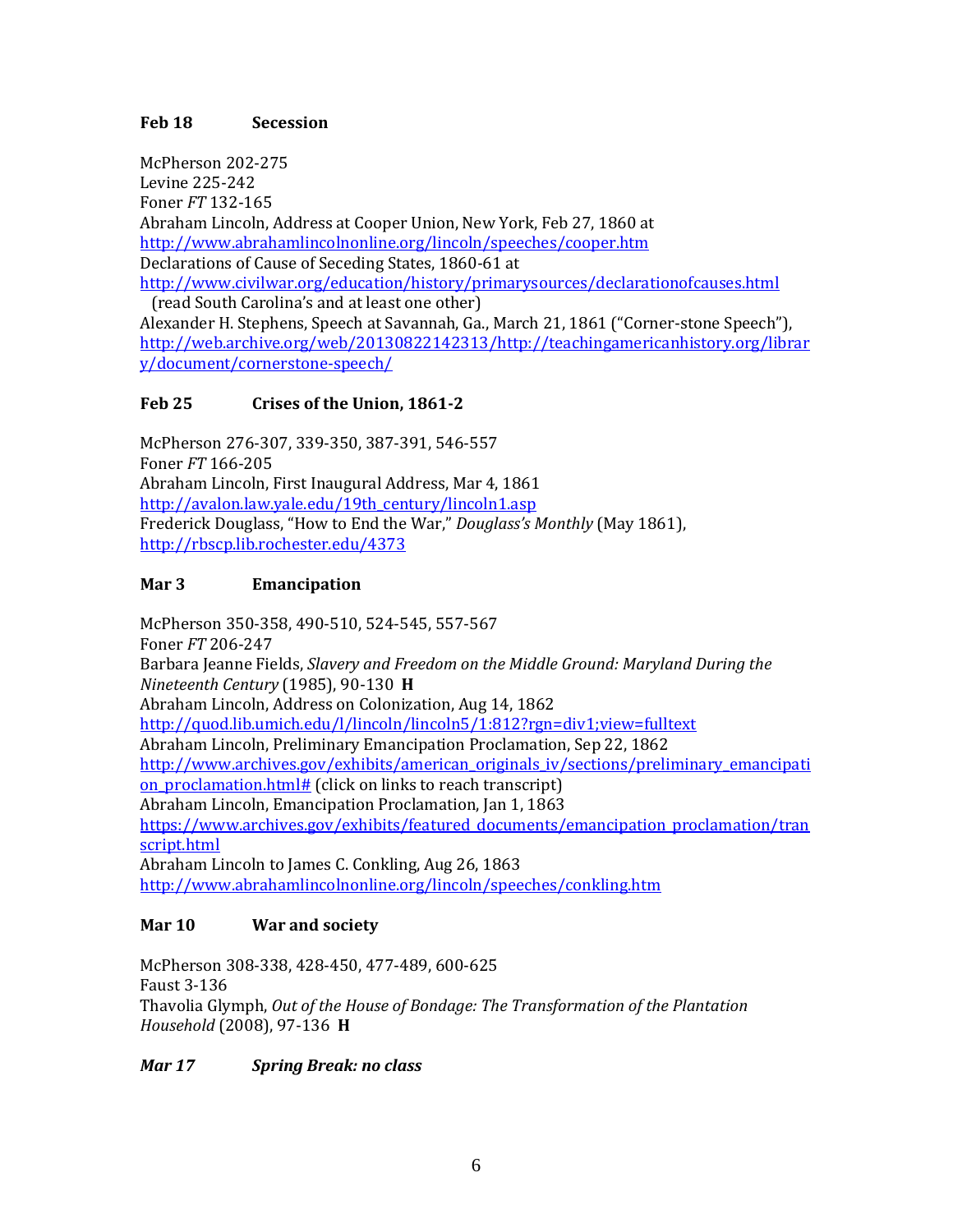**Feb 18 Secession**

McPherson 202-275
Levine 225-242
Foner *FT* 132-165
Abraham Lincoln, Address at Cooper Union, New York, Feb 27, 1860 at
http://www.abrahamlincolnonline.org/lincoln/speeches/cooper.htm
Declarations of Cause of Seceding States, 1860-61 at
http://www.civilwar.org/education/history/primarysources/declarationofcauses.html
(read South Carolina's and at least one other)
Alexander H. Stephens, Speech at Savannah, Ga., March 21, 1861 ("Corner-stone Speech"),
http://web.archive.org/web/20130822142313/http://teachingamericanhistory.org/library/document/cornerstone-speech/

**Feb 25 Crises of the Union, 1861-2**

McPherson 276-307, 339-350, 387-391, 546-557
Foner *FT* 166-205
Abraham Lincoln, First Inaugural Address, Mar 4, 1861
http://avalon.law.yale.edu/19th_century/lincoln1.asp
Frederick Douglass, "How to End the War," *Douglass's Monthly* (May 1861),
http://rbscp.lib.rochester.edu/4373

**Mar 3 Emancipation**

McPherson 350-358, 490-510, 524-545, 557-567
Foner *FT* 206-247
Barbara Jeanne Fields, *Slavery and Freedom on the Middle Ground: Maryland During the Nineteenth Century* (1985), 90-130 **H**
Abraham Lincoln, Address on Colonization, Aug 14, 1862
http://quod.lib.umich.edu/l/lincoln/lincoln5/1:812?rgn=div1;view=fulltext
Abraham Lincoln, Preliminary Emancipation Proclamation, Sep 22, 1862
http://www.archives.gov/exhibits/american_originals_iv/sections/preliminary_emancipation_proclamation.html# (click on links to reach transcript)
Abraham Lincoln, Emancipation Proclamation, Jan 1, 1863
https://www.archives.gov/exhibits/featured_documents/emancipation_proclamation/transcript.html
Abraham Lincoln to James C. Conkling, Aug 26, 1863
http://www.abrahamlincolnonline.org/lincoln/speeches/conkling.htm

**Mar 10 War and society**

McPherson 308-338, 428-450, 477-489, 600-625
Faust 3-136
Thavolia Glymph, *Out of the House of Bondage: The Transformation of the Plantation Household* (2008), 97-136 **H**

***Mar 17 Spring Break: no class***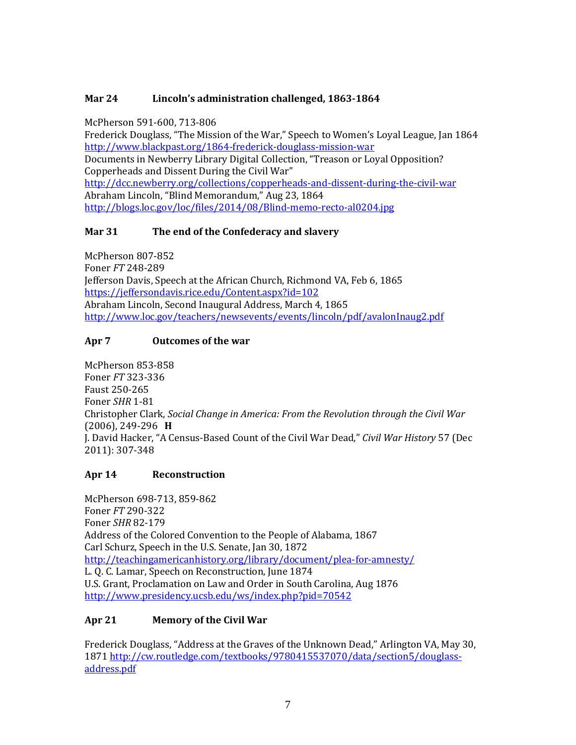### Mar 24 Lincoln's administration challenged, 1863-1864

McPherson 591-600, 713-806
Frederick Douglass, "The Mission of the War," Speech to Women's Loyal League, Jan 1864
http://www.blackpast.org/1864-frederick-douglass-mission-war
Documents in Newberry Library Digital Collection, "Treason or Loyal Opposition? Copperheads and Dissent During the Civil War"
http://dcc.newberry.org/collections/copperheads-and-dissent-during-the-civil-war
Abraham Lincoln, "Blind Memorandum," Aug 23, 1864
http://blogs.loc.gov/loc/files/2014/08/Blind-memo-recto-al0204.jpg

### Mar 31 The end of the Confederacy and slavery

McPherson 807-852
Foner *FT* 248-289
Jefferson Davis, Speech at the African Church, Richmond VA, Feb 6, 1865
https://jeffersondavis.rice.edu/Content.aspx?id=102
Abraham Lincoln, Second Inaugural Address, March 4, 1865
http://www.loc.gov/teachers/newsevents/events/lincoln/pdf/avalonInaug2.pdf

### Apr 7 Outcomes of the war

McPherson 853-858
Foner *FT* 323-336
Faust 250-265
Foner *SHR* 1-81
Christopher Clark, *Social Change in America: From the Revolution through the Civil War* (2006), 249-296 **H**
J. David Hacker, "A Census-Based Count of the Civil War Dead," *Civil War History* 57 (Dec 2011): 307-348

### Apr 14 Reconstruction

McPherson 698-713, 859-862
Foner *FT* 290-322
Foner *SHR* 82-179
Address of the Colored Convention to the People of Alabama, 1867
Carl Schurz, Speech in the U.S. Senate, Jan 30, 1872
http://teachingamericanhistory.org/library/document/plea-for-amnesty/
L. Q. C. Lamar, Speech on Reconstruction, June 1874
U.S. Grant, Proclamation on Law and Order in South Carolina, Aug 1876
http://www.presidency.ucsb.edu/ws/index.php?pid=70542

### Apr 21 Memory of the Civil War

Frederick Douglass, "Address at the Graves of the Unknown Dead," Arlington VA, May 30, 1871 http://cw.routledge.com/textbooks/9780415537070/data/section5/douglass-address.pdf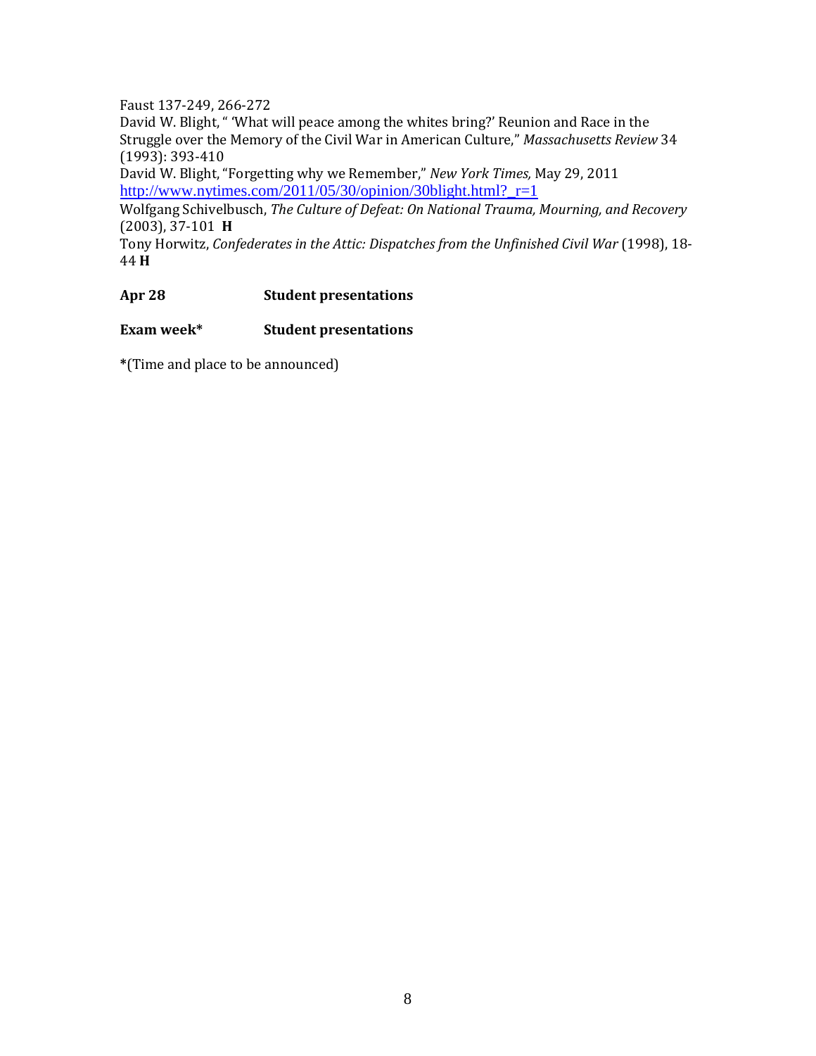Faust 137-249, 266-272

David W. Blight, " 'What will peace among the whites bring?' Reunion and Race in the Struggle over the Memory of the Civil War in American Culture," *Massachusetts Review* 34 (1993): 393-410

David W. Blight, "Forgetting why we Remember," *New York Times,* May 29, 2011 http://www.nytimes.com/2011/05/30/opinion/30blight.html?_r=1

Wolfgang Schivelbusch, *The Culture of Defeat: On National Trauma, Mourning, and Recovery* (2003), 37-101 **H**

Tony Horwitz, *Confederates in the Attic: Dispatches from the Unfinished Civil War* (1998), 18-44 **H**

**Apr 28** **Student presentations**

**Exam week*** **Student presentations**

*(Time and place to be announced)